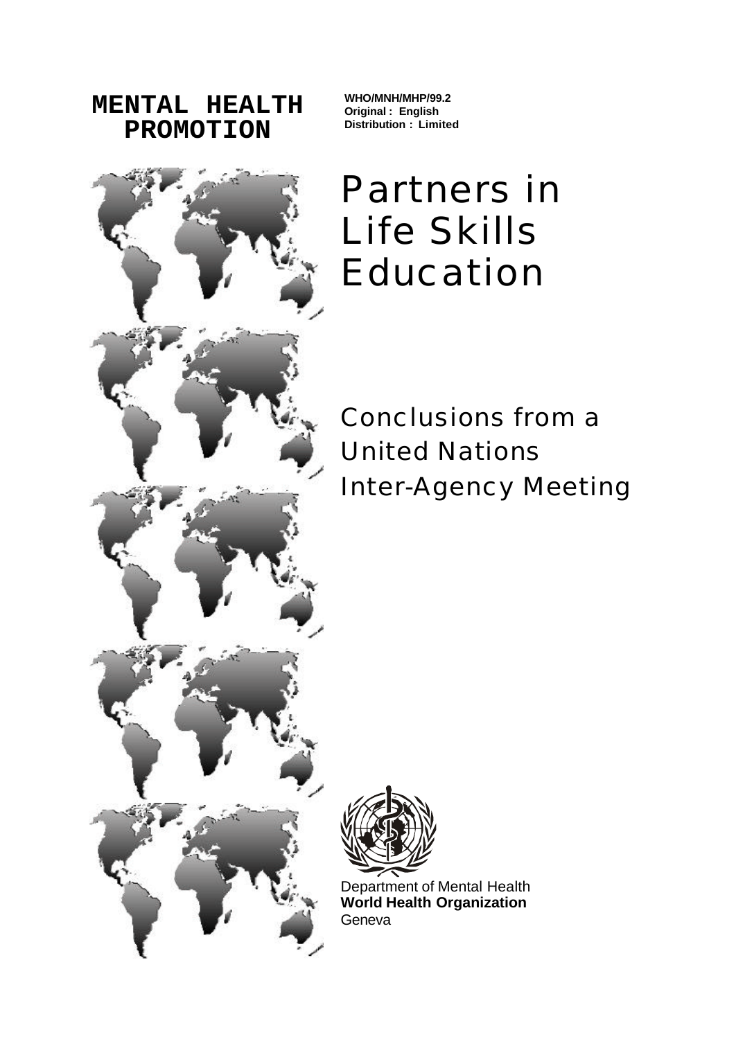**MENTAL HEALTH PROMOTION**

**WHO/MNH/MHP/99.2**
**Original : English**
**Distribution : Limited**

# Partners in Life Skills Education

## Conclusions from a United Nations Inter-Agency Meeting

Department of Mental Health
**World Health Organization**
Geneva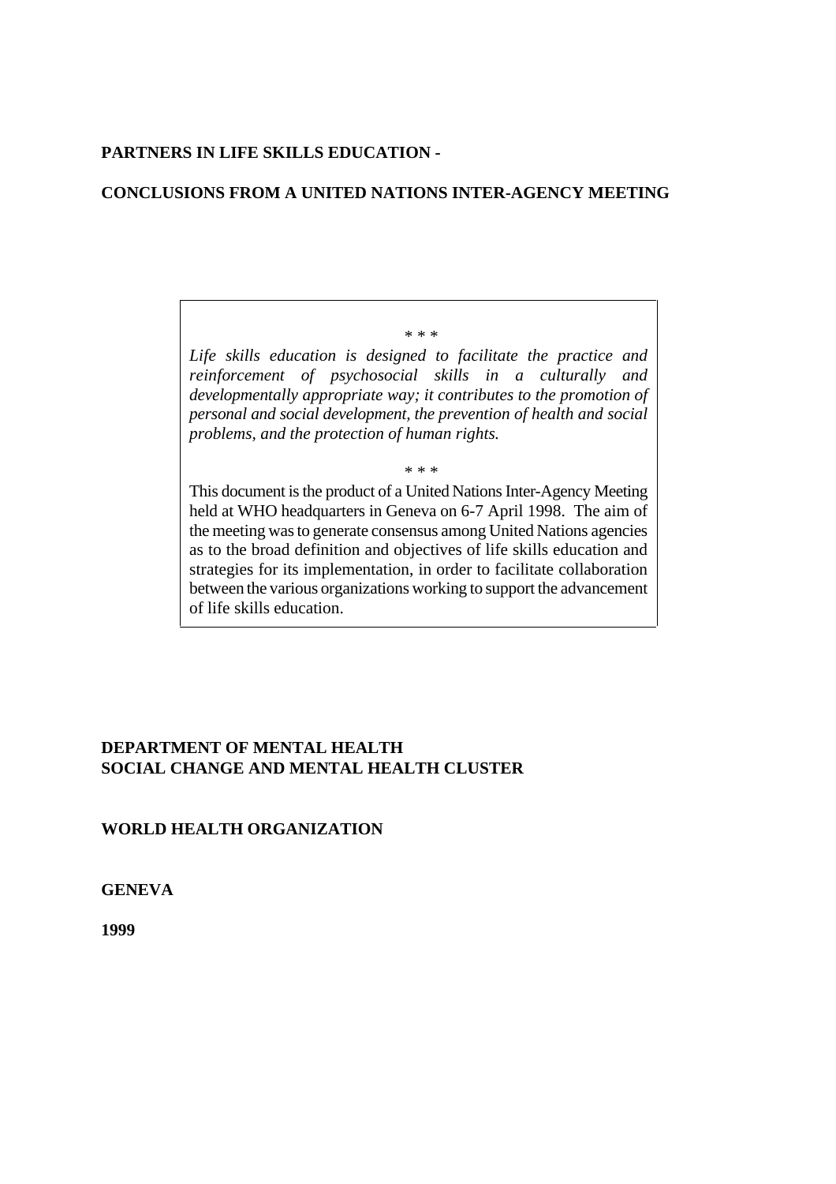**PARTNERS IN LIFE SKILLS EDUCATION -**

**CONCLUSIONS FROM A UNITED NATIONS INTER-AGENCY MEETING**

\* \* \*

*Life skills education is designed to facilitate the practice and reinforcement of psychosocial skills in a culturally and developmentally appropriate way; it contributes to the promotion of personal and social development, the prevention of health and social problems, and the protection of human rights.*

\* \* \*

This document is the product of a United Nations Inter-Agency Meeting held at WHO headquarters in Geneva on 6-7 April 1998. The aim of the meeting was to generate consensus among United Nations agencies as to the broad definition and objectives of life skills education and strategies for its implementation, in order to facilitate collaboration between the various organizations working to support the advancement of life skills education.

**DEPARTMENT OF MENTAL HEALTH**
**SOCIAL CHANGE AND MENTAL HEALTH CLUSTER**

**WORLD HEALTH ORGANIZATION**

**GENEVA**

**1999**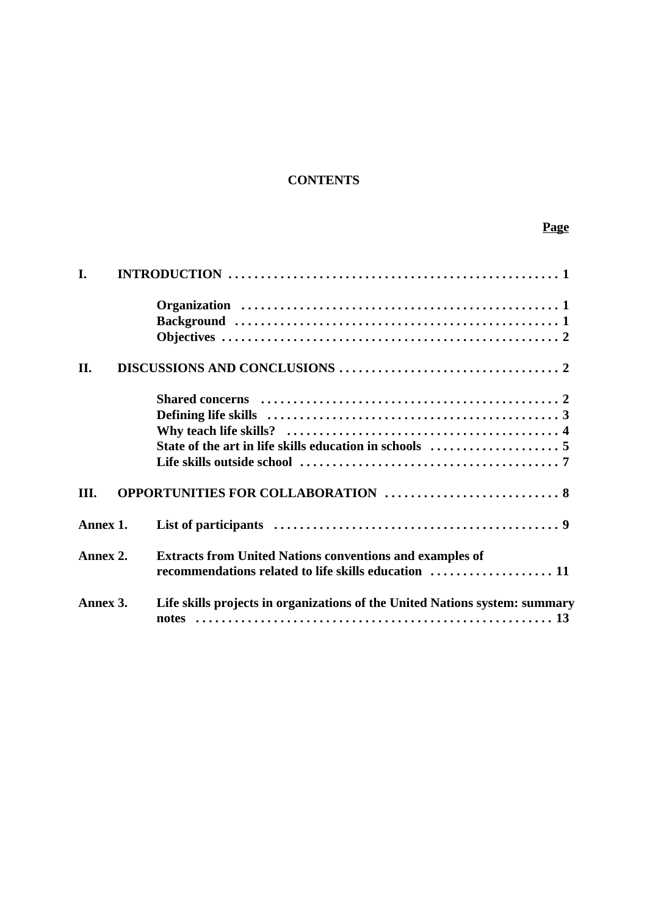# CONTENTS

| | | Page |
|---|---|---|
| **I.** | **INTRODUCTION** | **1** |
| | **Organization** | **1** |
| | **Background** | **1** |
| | **Objectives** | **2** |
| **II.** | **DISCUSSIONS AND CONCLUSIONS** | **2** |
| | **Shared concerns** | **2** |
| | **Defining life skills** | **3** |
| | **Why teach life skills?** | **4** |
| | **State of the art in life skills education in schools** | **5** |
| | **Life skills outside school** | **7** |
| **III.** | **OPPORTUNITIES FOR COLLABORATION** | **8** |
| **Annex 1.** | **List of participants** | **9** |
| **Annex 2.** | **Extracts from United Nations conventions and examples of recommendations related to life skills education** | **11** |
| **Annex 3.** | **Life skills projects in organizations of the United Nations system: summary notes** | **13** |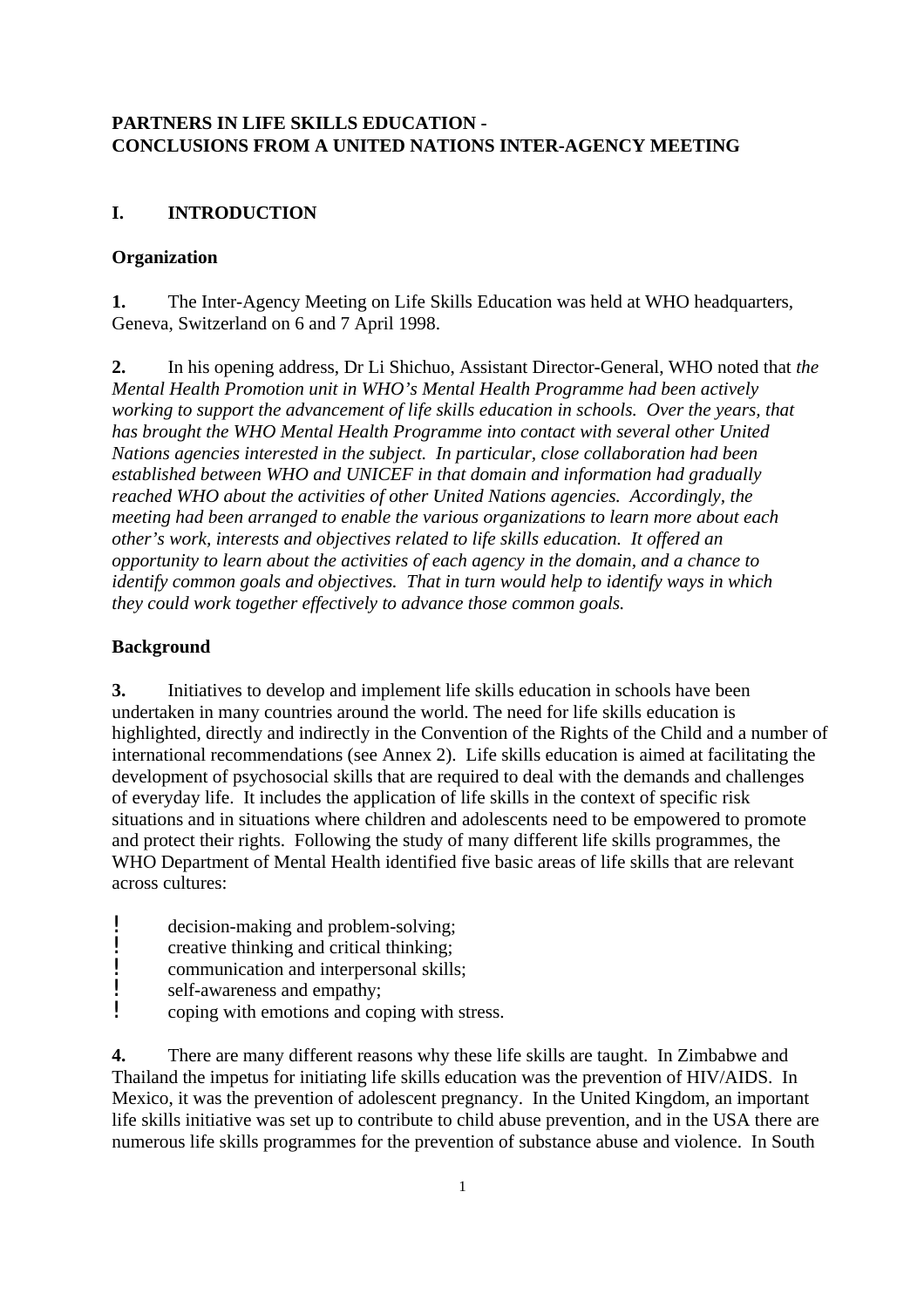**PARTNERS IN LIFE SKILLS EDUCATION -**
**CONCLUSIONS FROM A UNITED NATIONS INTER-AGENCY MEETING**

## I. INTRODUCTION

### Organization

**1.** The Inter-Agency Meeting on Life Skills Education was held at WHO headquarters, Geneva, Switzerland on 6 and 7 April 1998.

**2.** In his opening address, Dr Li Shichuo, Assistant Director-General, WHO noted that *the Mental Health Promotion unit in WHO's Mental Health Programme had been actively working to support the advancement of life skills education in schools. Over the years, that has brought the WHO Mental Health Programme into contact with several other United Nations agencies interested in the subject. In particular, close collaboration had been established between WHO and UNICEF in that domain and information had gradually reached WHO about the activities of other United Nations agencies. Accordingly, the meeting had been arranged to enable the various organizations to learn more about each other's work, interests and objectives related to life skills education. It offered an opportunity to learn about the activities of each agency in the domain, and a chance to identify common goals and objectives. That in turn would help to identify ways in which they could work together effectively to advance those common goals.*

### Background

**3.** Initiatives to develop and implement life skills education in schools have been undertaken in many countries around the world. The need for life skills education is highlighted, directly and indirectly in the Convention of the Rights of the Child and a number of international recommendations (see Annex 2). Life skills education is aimed at facilitating the development of psychosocial skills that are required to deal with the demands and challenges of everyday life. It includes the application of life skills in the context of specific risk situations and in situations where children and adolescents need to be empowered to promote and protect their rights. Following the study of many different life skills programmes, the WHO Department of Mental Health identified five basic areas of life skills that are relevant across cultures:

- decision-making and problem-solving;
- creative thinking and critical thinking;
- communication and interpersonal skills;
- self-awareness and empathy;
- coping with emotions and coping with stress.

**4.** There are many different reasons why these life skills are taught. In Zimbabwe and Thailand the impetus for initiating life skills education was the prevention of HIV/AIDS. In Mexico, it was the prevention of adolescent pregnancy. In the United Kingdom, an important life skills initiative was set up to contribute to child abuse prevention, and in the USA there are numerous life skills programmes for the prevention of substance abuse and violence. In South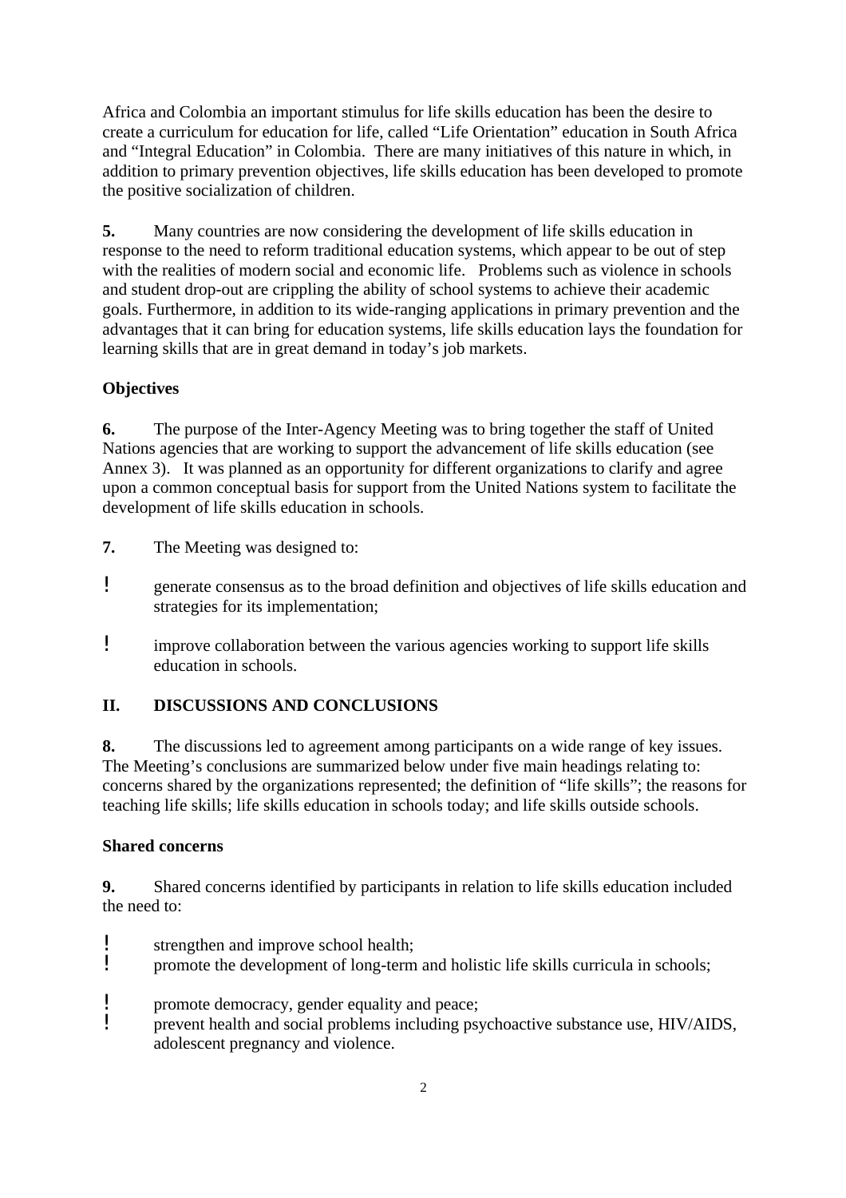Africa and Colombia an important stimulus for life skills education has been the desire to create a curriculum for education for life, called "Life Orientation" education in South Africa and "Integral Education" in Colombia. There are many initiatives of this nature in which, in addition to primary prevention objectives, life skills education has been developed to promote the positive socialization of children.

**5.** Many countries are now considering the development of life skills education in response to the need to reform traditional education systems, which appear to be out of step with the realities of modern social and economic life. Problems such as violence in schools and student drop-out are crippling the ability of school systems to achieve their academic goals. Furthermore, in addition to its wide-ranging applications in primary prevention and the advantages that it can bring for education systems, life skills education lays the foundation for learning skills that are in great demand in today's job markets.

**Objectives**

**6.** The purpose of the Inter-Agency Meeting was to bring together the staff of United Nations agencies that are working to support the advancement of life skills education (see Annex 3). It was planned as an opportunity for different organizations to clarify and agree upon a common conceptual basis for support from the United Nations system to facilitate the development of life skills education in schools.

**7.** The Meeting was designed to:

- generate consensus as to the broad definition and objectives of life skills education and strategies for its implementation;
- improve collaboration between the various agencies working to support life skills education in schools.

## II. DISCUSSIONS AND CONCLUSIONS

**8.** The discussions led to agreement among participants on a wide range of key issues. The Meeting's conclusions are summarized below under five main headings relating to: concerns shared by the organizations represented; the definition of "life skills"; the reasons for teaching life skills; life skills education in schools today; and life skills outside schools.

**Shared concerns**

**9.** Shared concerns identified by participants in relation to life skills education included the need to:

- strengthen and improve school health;
- promote the development of long-term and holistic life skills curricula in schools;
- promote democracy, gender equality and peace;
- prevent health and social problems including psychoactive substance use, HIV/AIDS, adolescent pregnancy and violence.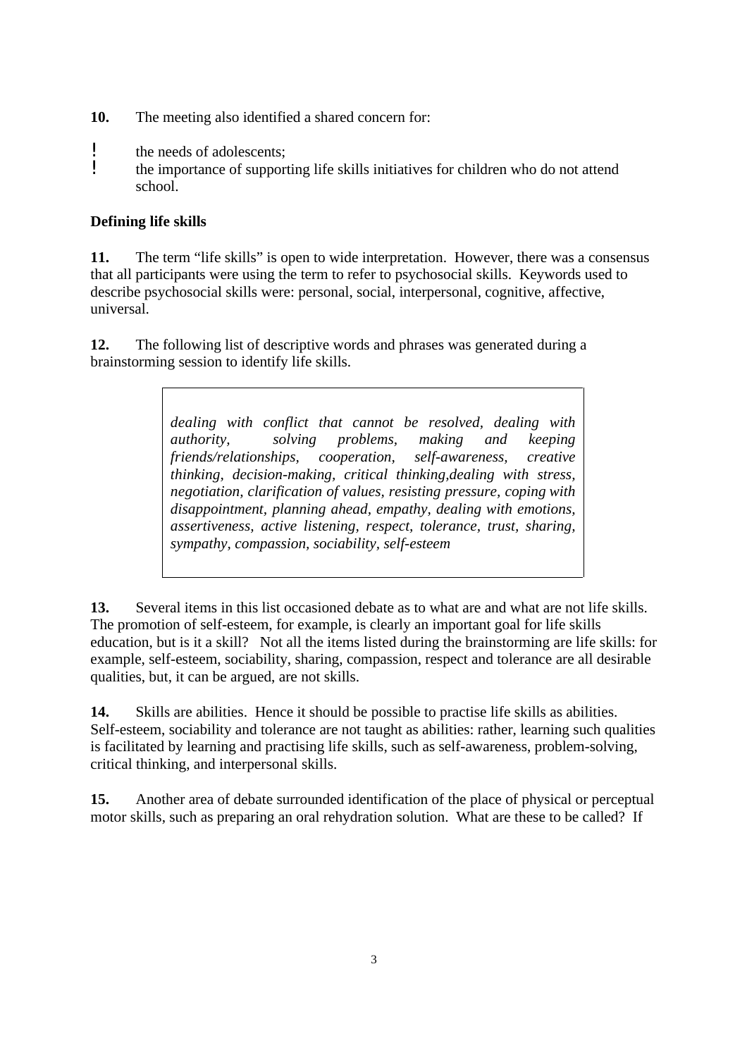**10.** The meeting also identified a shared concern for:

- the needs of adolescents;
- the importance of supporting life skills initiatives for children who do not attend school.

**Defining life skills**

**11.** The term "life skills" is open to wide interpretation. However, there was a consensus that all participants were using the term to refer to psychosocial skills. Keywords used to describe psychosocial skills were: personal, social, interpersonal, cognitive, affective, universal.

**12.** The following list of descriptive words and phrases was generated during a brainstorming session to identify life skills.

> *dealing with conflict that cannot be resolved, dealing with authority, solving problems, making and keeping friends/relationships, cooperation, self-awareness, creative thinking, decision-making, critical thinking,dealing with stress, negotiation, clarification of values, resisting pressure, coping with disappointment, planning ahead, empathy, dealing with emotions, assertiveness, active listening, respect, tolerance, trust, sharing, sympathy, compassion, sociability, self-esteem*

**13.** Several items in this list occasioned debate as to what are and what are not life skills. The promotion of self-esteem, for example, is clearly an important goal for life skills education, but is it a skill? Not all the items listed during the brainstorming are life skills: for example, self-esteem, sociability, sharing, compassion, respect and tolerance are all desirable qualities, but, it can be argued, are not skills.

**14.** Skills are abilities. Hence it should be possible to practise life skills as abilities. Self-esteem, sociability and tolerance are not taught as abilities: rather, learning such qualities is facilitated by learning and practising life skills, such as self-awareness, problem-solving, critical thinking, and interpersonal skills.

**15.** Another area of debate surrounded identification of the place of physical or perceptual motor skills, such as preparing an oral rehydration solution. What are these to be called? If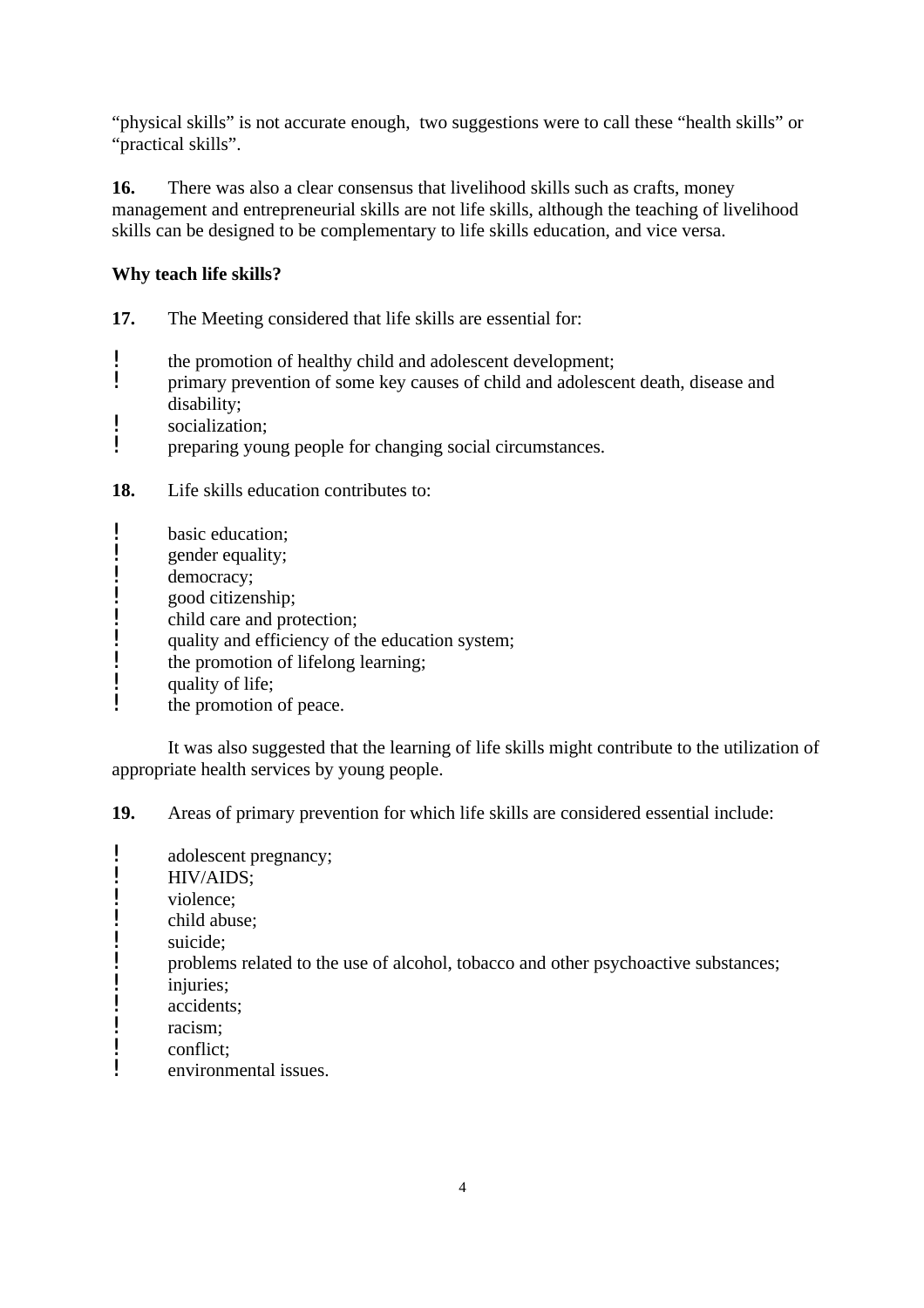"physical skills" is not accurate enough, two suggestions were to call these "health skills" or "practical skills".

**16.** There was also a clear consensus that livelihood skills such as crafts, money management and entrepreneurial skills are not life skills, although the teaching of livelihood skills can be designed to be complementary to life skills education, and vice versa.

**Why teach life skills?**

**17.** The Meeting considered that life skills are essential for:

- the promotion of healthy child and adolescent development;
- primary prevention of some key causes of child and adolescent death, disease and disability;
- socialization;
- preparing young people for changing social circumstances.

**18.** Life skills education contributes to:

- basic education;
- gender equality;
- democracy;
- good citizenship;
- child care and protection;
- quality and efficiency of the education system;
- the promotion of lifelong learning;
- quality of life;
- the promotion of peace.

It was also suggested that the learning of life skills might contribute to the utilization of appropriate health services by young people.

**19.** Areas of primary prevention for which life skills are considered essential include:

- adolescent pregnancy;
- HIV/AIDS;
- violence;
- child abuse;
- suicide;
- problems related to the use of alcohol, tobacco and other psychoactive substances;
- injuries;
- accidents;
- racism;
- conflict;
- environmental issues.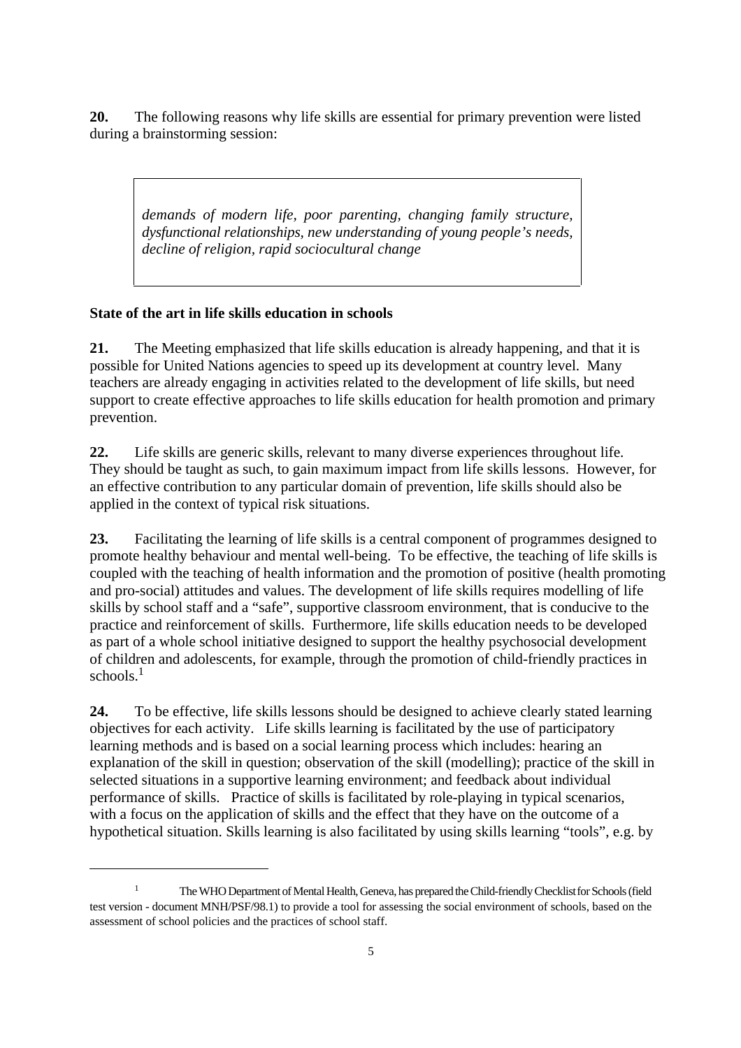**20.** The following reasons why life skills are essential for primary prevention were listed during a brainstorming session:

> *demands of modern life, poor parenting, changing family structure, dysfunctional relationships, new understanding of young people's needs, decline of religion, rapid sociocultural change*

**State of the art in life skills education in schools**

**21.** The Meeting emphasized that life skills education is already happening, and that it is possible for United Nations agencies to speed up its development at country level. Many teachers are already engaging in activities related to the development of life skills, but need support to create effective approaches to life skills education for health promotion and primary prevention.

**22.** Life skills are generic skills, relevant to many diverse experiences throughout life. They should be taught as such, to gain maximum impact from life skills lessons. However, for an effective contribution to any particular domain of prevention, life skills should also be applied in the context of typical risk situations.

**23.** Facilitating the learning of life skills is a central component of programmes designed to promote healthy behaviour and mental well-being. To be effective, the teaching of life skills is coupled with the teaching of health information and the promotion of positive (health promoting and pro-social) attitudes and values. The development of life skills requires modelling of life skills by school staff and a "safe", supportive classroom environment, that is conducive to the practice and reinforcement of skills. Furthermore, life skills education needs to be developed as part of a whole school initiative designed to support the healthy psychosocial development of children and adolescents, for example, through the promotion of child-friendly practices in schools.[1]

**24.** To be effective, life skills lessons should be designed to achieve clearly stated learning objectives for each activity. Life skills learning is facilitated by the use of participatory learning methods and is based on a social learning process which includes: hearing an explanation of the skill in question; observation of the skill (modelling); practice of the skill in selected situations in a supportive learning environment; and feedback about individual performance of skills. Practice of skills is facilitated by role-playing in typical scenarios, with a focus on the application of skills and the effect that they have on the outcome of a hypothetical situation. Skills learning is also facilitated by using skills learning "tools", e.g. by

---

[1] The WHO Department of Mental Health, Geneva, has prepared the Child-friendly Checklist for Schools (field test version - document MNH/PSF/98.1) to provide a tool for assessing the social environment of schools, based on the assessment of school policies and the practices of school staff.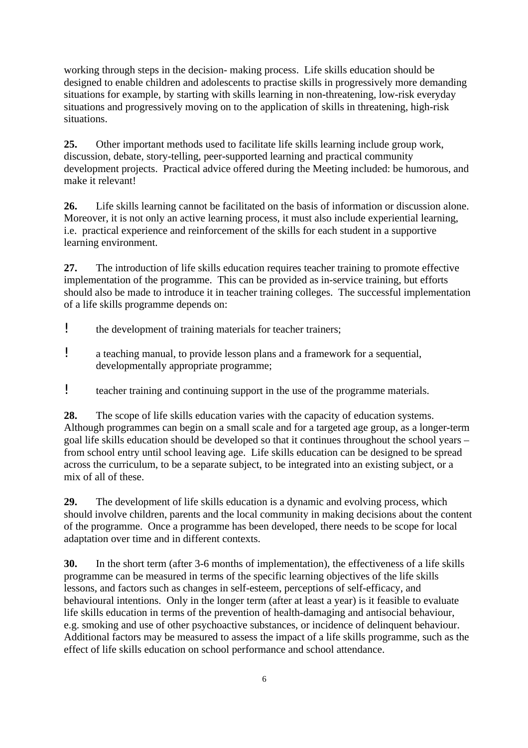working through steps in the decision- making process. Life skills education should be designed to enable children and adolescents to practise skills in progressively more demanding situations for example, by starting with skills learning in non-threatening, low-risk everyday situations and progressively moving on to the application of skills in threatening, high-risk situations.

**25.** Other important methods used to facilitate life skills learning include group work, discussion, debate, story-telling, peer-supported learning and practical community development projects. Practical advice offered during the Meeting included: be humorous, and make it relevant!

**26.** Life skills learning cannot be facilitated on the basis of information or discussion alone. Moreover, it is not only an active learning process, it must also include experiential learning, i.e. practical experience and reinforcement of the skills for each student in a supportive learning environment.

**27.** The introduction of life skills education requires teacher training to promote effective implementation of the programme. This can be provided as in-service training, but efforts should also be made to introduce it in teacher training colleges. The successful implementation of a life skills programme depends on:

- the development of training materials for teacher trainers;
- a teaching manual, to provide lesson plans and a framework for a sequential, developmentally appropriate programme;
- teacher training and continuing support in the use of the programme materials.

**28.** The scope of life skills education varies with the capacity of education systems. Although programmes can begin on a small scale and for a targeted age group, as a longer-term goal life skills education should be developed so that it continues throughout the school years – from school entry until school leaving age. Life skills education can be designed to be spread across the curriculum, to be a separate subject, to be integrated into an existing subject, or a mix of all of these.

**29.** The development of life skills education is a dynamic and evolving process, which should involve children, parents and the local community in making decisions about the content of the programme. Once a programme has been developed, there needs to be scope for local adaptation over time and in different contexts.

**30.** In the short term (after 3-6 months of implementation), the effectiveness of a life skills programme can be measured in terms of the specific learning objectives of the life skills lessons, and factors such as changes in self-esteem, perceptions of self-efficacy, and behavioural intentions. Only in the longer term (after at least a year) is it feasible to evaluate life skills education in terms of the prevention of health-damaging and antisocial behaviour, e.g. smoking and use of other psychoactive substances, or incidence of delinquent behaviour. Additional factors may be measured to assess the impact of a life skills programme, such as the effect of life skills education on school performance and school attendance.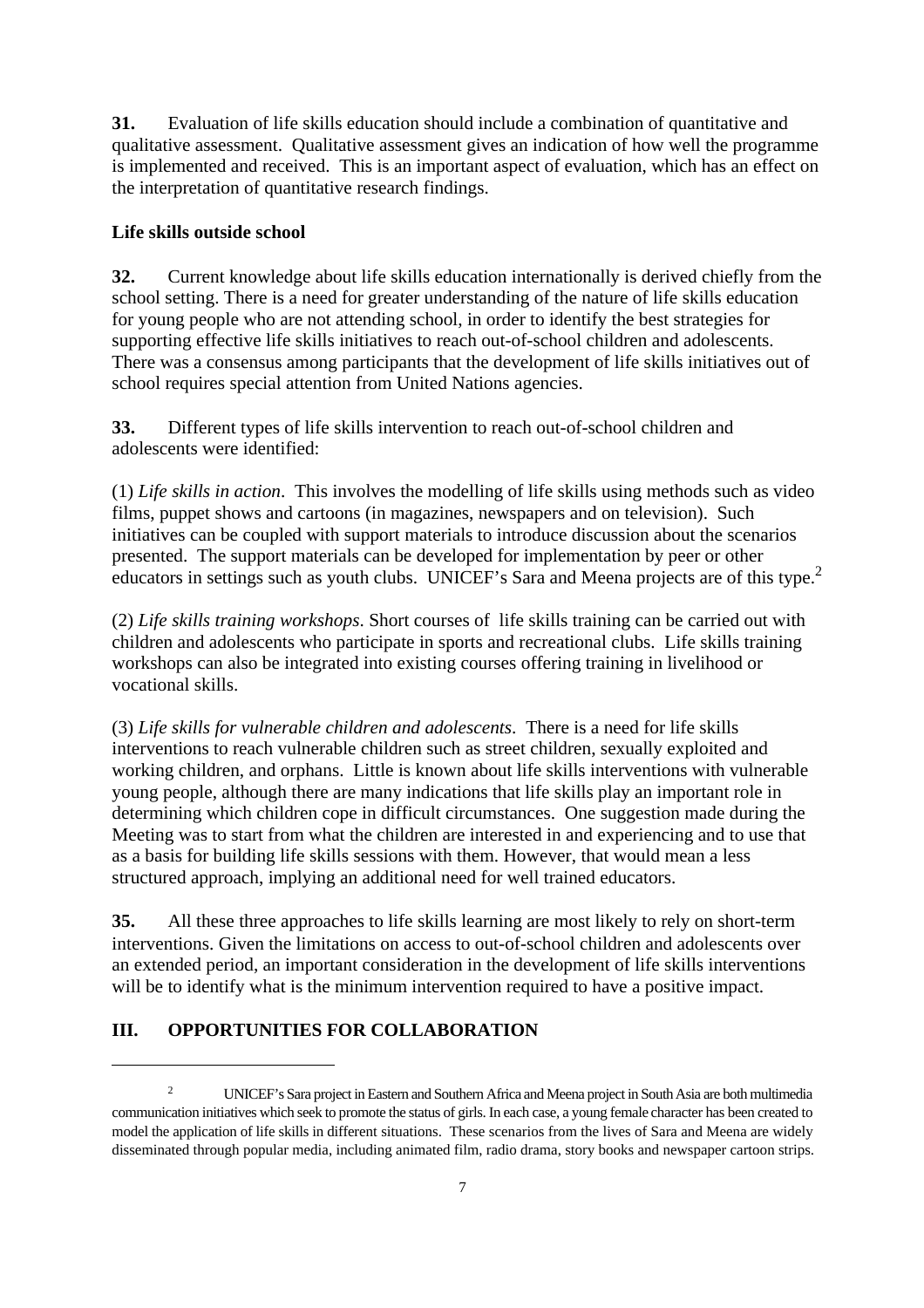**31.** Evaluation of life skills education should include a combination of quantitative and qualitative assessment. Qualitative assessment gives an indication of how well the programme is implemented and received. This is an important aspect of evaluation, which has an effect on the interpretation of quantitative research findings.

**Life skills outside school**

**32.** Current knowledge about life skills education internationally is derived chiefly from the school setting. There is a need for greater understanding of the nature of life skills education for young people who are not attending school, in order to identify the best strategies for supporting effective life skills initiatives to reach out-of-school children and adolescents. There was a consensus among participants that the development of life skills initiatives out of school requires special attention from United Nations agencies.

**33.** Different types of life skills intervention to reach out-of-school children and adolescents were identified:

(1) *Life skills in action*. This involves the modelling of life skills using methods such as video films, puppet shows and cartoons (in magazines, newspapers and on television). Such initiatives can be coupled with support materials to introduce discussion about the scenarios presented. The support materials can be developed for implementation by peer or other educators in settings such as youth clubs. UNICEF's Sara and Meena projects are of this type.[2]

(2) *Life skills training workshops*. Short courses of life skills training can be carried out with children and adolescents who participate in sports and recreational clubs. Life skills training workshops can also be integrated into existing courses offering training in livelihood or vocational skills.

(3) *Life skills for vulnerable children and adolescents*. There is a need for life skills interventions to reach vulnerable children such as street children, sexually exploited and working children, and orphans. Little is known about life skills interventions with vulnerable young people, although there are many indications that life skills play an important role in determining which children cope in difficult circumstances. One suggestion made during the Meeting was to start from what the children are interested in and experiencing and to use that as a basis for building life skills sessions with them. However, that would mean a less structured approach, implying an additional need for well trained educators.

**35.** All these three approaches to life skills learning are most likely to rely on short-term interventions. Given the limitations on access to out-of-school children and adolescents over an extended period, an important consideration in the development of life skills interventions will be to identify what is the minimum intervention required to have a positive impact.

## III. OPPORTUNITIES FOR COLLABORATION

---

[2] UNICEF's Sara project in Eastern and Southern Africa and Meena project in South Asia are both multimedia communication initiatives which seek to promote the status of girls. In each case, a young female character has been created to model the application of life skills in different situations. These scenarios from the lives of Sara and Meena are widely disseminated through popular media, including animated film, radio drama, story books and newspaper cartoon strips.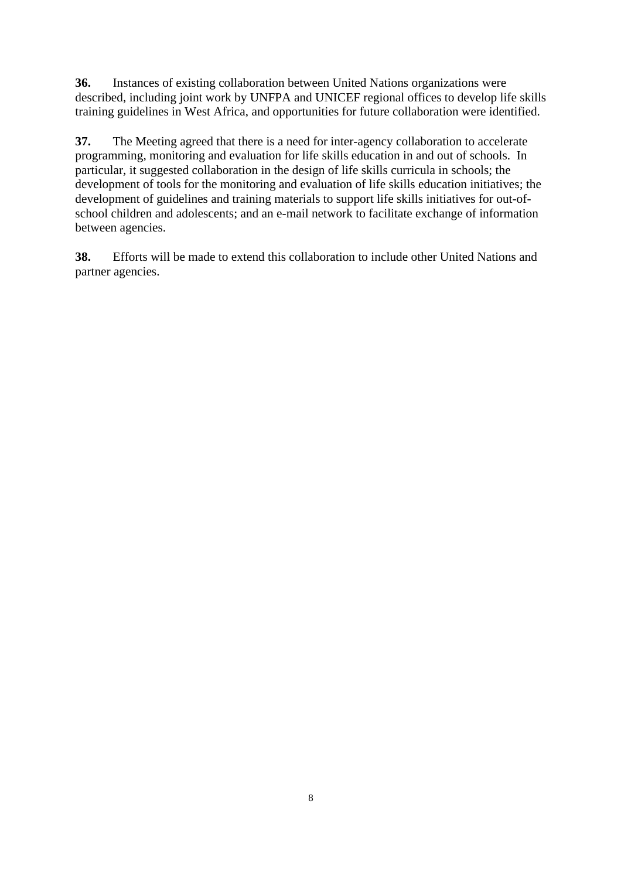**36.** Instances of existing collaboration between United Nations organizations were described, including joint work by UNFPA and UNICEF regional offices to develop life skills training guidelines in West Africa, and opportunities for future collaboration were identified.

**37.** The Meeting agreed that there is a need for inter-agency collaboration to accelerate programming, monitoring and evaluation for life skills education in and out of schools. In particular, it suggested collaboration in the design of life skills curricula in schools; the development of tools for the monitoring and evaluation of life skills education initiatives; the development of guidelines and training materials to support life skills initiatives for out-of-school children and adolescents; and an e-mail network to facilitate exchange of information between agencies.

**38.** Efforts will be made to extend this collaboration to include other United Nations and partner agencies.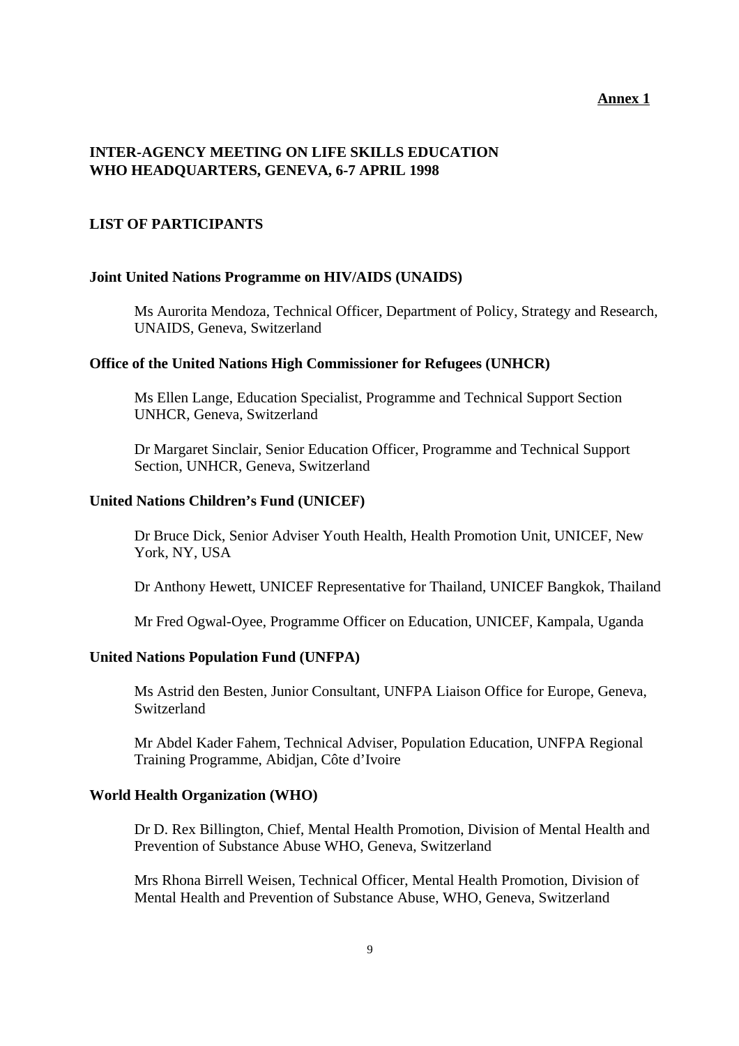**Annex 1**

## INTER-AGENCY MEETING ON LIFE SKILLS EDUCATION
## WHO HEADQUARTERS, GENEVA, 6-7 APRIL 1998

## LIST OF PARTICIPANTS

### Joint United Nations Programme on HIV/AIDS (UNAIDS)

Ms Aurorita Mendoza, Technical Officer, Department of Policy, Strategy and Research, UNAIDS, Geneva, Switzerland

### Office of the United Nations High Commissioner for Refugees (UNHCR)

Ms Ellen Lange, Education Specialist, Programme and Technical Support Section UNHCR, Geneva, Switzerland

Dr Margaret Sinclair, Senior Education Officer, Programme and Technical Support Section, UNHCR, Geneva, Switzerland

### United Nations Children's Fund (UNICEF)

Dr Bruce Dick, Senior Adviser Youth Health, Health Promotion Unit, UNICEF, New York, NY, USA

Dr Anthony Hewett, UNICEF Representative for Thailand, UNICEF Bangkok, Thailand

Mr Fred Ogwal-Oyee, Programme Officer on Education, UNICEF, Kampala, Uganda

### United Nations Population Fund (UNFPA)

Ms Astrid den Besten, Junior Consultant, UNFPA Liaison Office for Europe, Geneva, Switzerland

Mr Abdel Kader Fahem, Technical Adviser, Population Education, UNFPA Regional Training Programme, Abidjan, Côte d'Ivoire

### World Health Organization (WHO)

Dr D. Rex Billington, Chief, Mental Health Promotion, Division of Mental Health and Prevention of Substance Abuse WHO, Geneva, Switzerland

Mrs Rhona Birrell Weisen, Technical Officer, Mental Health Promotion, Division of Mental Health and Prevention of Substance Abuse, WHO, Geneva, Switzerland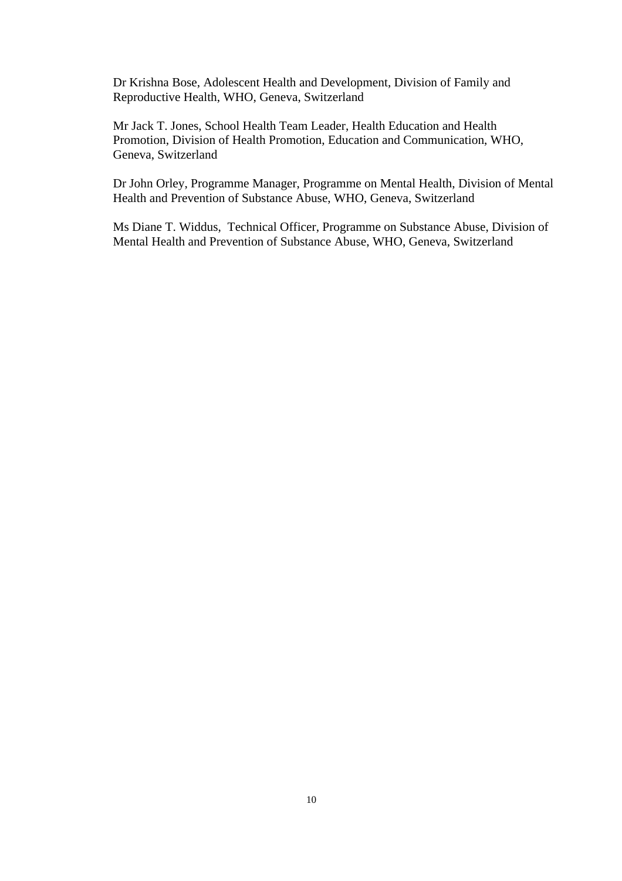Dr Krishna Bose, Adolescent Health and Development, Division of Family and Reproductive Health, WHO, Geneva, Switzerland

Mr Jack T. Jones, School Health Team Leader, Health Education and Health Promotion, Division of Health Promotion, Education and Communication, WHO, Geneva, Switzerland

Dr John Orley, Programme Manager, Programme on Mental Health, Division of Mental Health and Prevention of Substance Abuse, WHO, Geneva, Switzerland

Ms Diane T. Widdus, Technical Officer, Programme on Substance Abuse, Division of Mental Health and Prevention of Substance Abuse, WHO, Geneva, Switzerland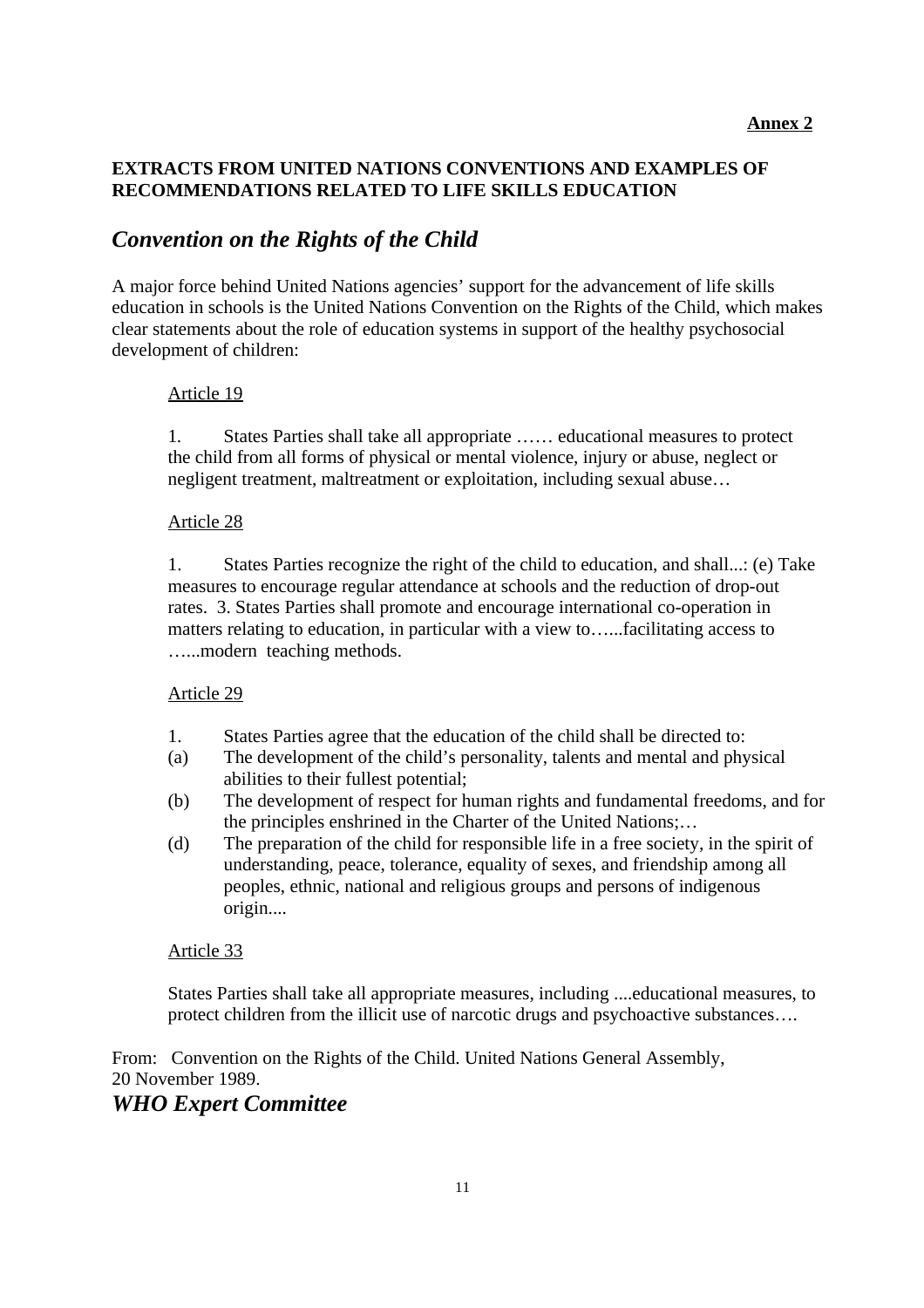**Annex 2**

## EXTRACTS FROM UNITED NATIONS CONVENTIONS AND EXAMPLES OF RECOMMENDATIONS RELATED TO LIFE SKILLS EDUCATION

## *Convention on the Rights of the Child*

A major force behind United Nations agencies' support for the advancement of life skills education in schools is the United Nations Convention on the Rights of the Child, which makes clear statements about the role of education systems in support of the healthy psychosocial development of children:

Article 19

1. States Parties shall take all appropriate …… educational measures to protect the child from all forms of physical or mental violence, injury or abuse, neglect or negligent treatment, maltreatment or exploitation, including sexual abuse…

Article 28

1. States Parties recognize the right of the child to education, and shall...: (e) Take measures to encourage regular attendance at schools and the reduction of drop-out rates. 3. States Parties shall promote and encourage international co-operation in matters relating to education, in particular with a view to…...facilitating access to …...modern teaching methods.

Article 29

1. States Parties agree that the education of the child shall be directed to:
(a) The development of the child's personality, talents and mental and physical abilities to their fullest potential;
(b) The development of respect for human rights and fundamental freedoms, and for the principles enshrined in the Charter of the United Nations;…
(d) The preparation of the child for responsible life in a free society, in the spirit of understanding, peace, tolerance, equality of sexes, and friendship among all peoples, ethnic, national and religious groups and persons of indigenous origin....

Article 33

States Parties shall take all appropriate measures, including ....educational measures, to protect children from the illicit use of narcotic drugs and psychoactive substances….

From: Convention on the Rights of the Child. United Nations General Assembly, 20 November 1989.

## *WHO Expert Committee*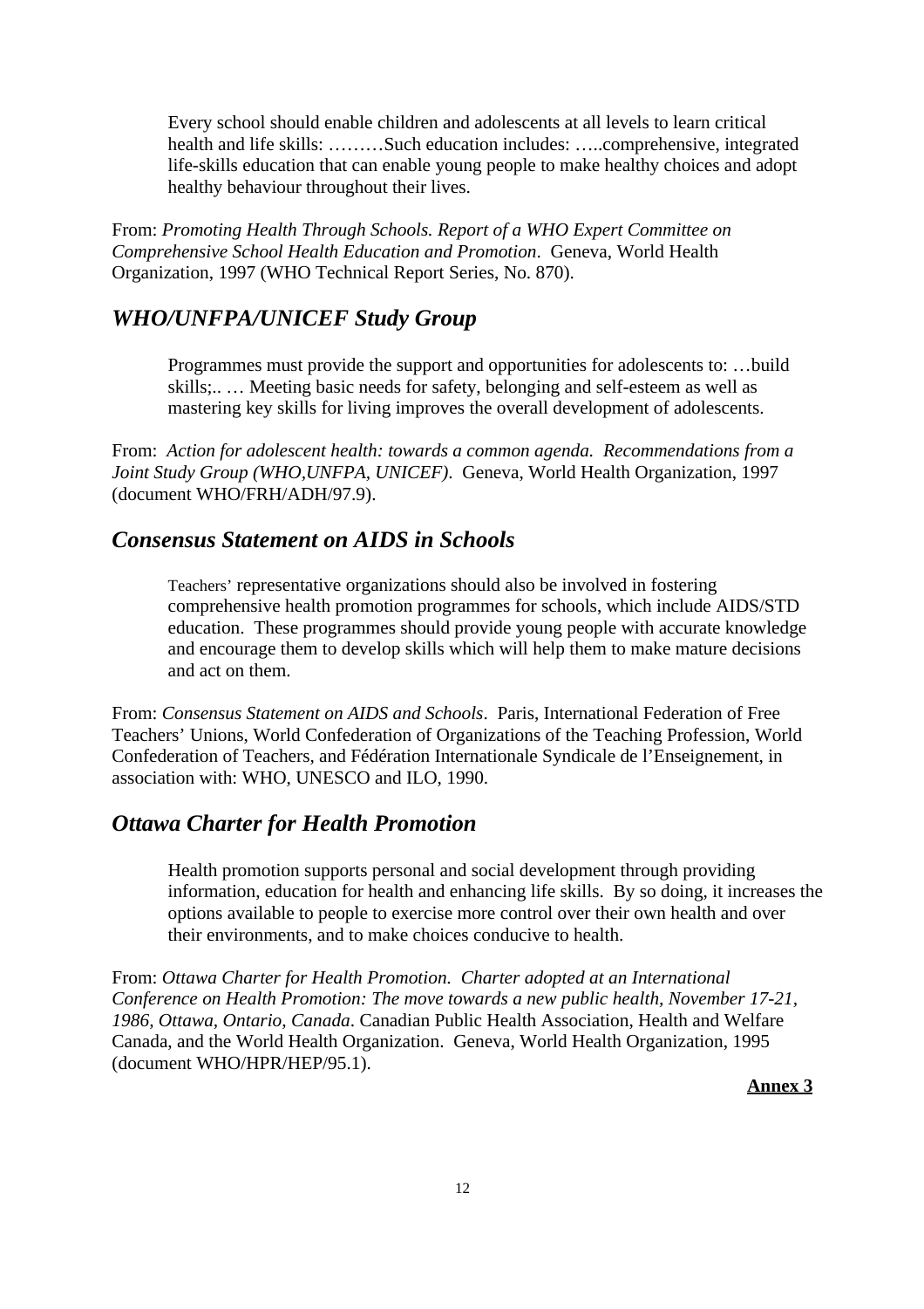> Every school should enable children and adolescents at all levels to learn critical health and life skills: ………Such education includes: …..comprehensive, integrated life-skills education that can enable young people to make healthy choices and adopt healthy behaviour throughout their lives.

From: *Promoting Health Through Schools. Report of a WHO Expert Committee on Comprehensive School Health Education and Promotion*. Geneva, World Health Organization, 1997 (WHO Technical Report Series, No. 870).

## *WHO/UNFPA/UNICEF Study Group*

> Programmes must provide the support and opportunities for adolescents to: …build skills;.. … Meeting basic needs for safety, belonging and self-esteem as well as mastering key skills for living improves the overall development of adolescents.

From: *Action for adolescent health: towards a common agenda. Recommendations from a Joint Study Group (WHO,UNFPA, UNICEF)*. Geneva, World Health Organization, 1997 (document WHO/FRH/ADH/97.9).

## *Consensus Statement on AIDS in Schools*

> Teachers' representative organizations should also be involved in fostering comprehensive health promotion programmes for schools, which include AIDS/STD education. These programmes should provide young people with accurate knowledge and encourage them to develop skills which will help them to make mature decisions and act on them.

From: *Consensus Statement on AIDS and Schools*. Paris, International Federation of Free Teachers' Unions, World Confederation of Organizations of the Teaching Profession, World Confederation of Teachers, and Fédération Internationale Syndicale de l'Enseignement, in association with: WHO, UNESCO and ILO, 1990.

## *Ottawa Charter for Health Promotion*

> Health promotion supports personal and social development through providing information, education for health and enhancing life skills. By so doing, it increases the options available to people to exercise more control over their own health and over their environments, and to make choices conducive to health.

From: *Ottawa Charter for Health Promotion. Charter adopted at an International Conference on Health Promotion: The move towards a new public health, November 17-21, 1986, Ottawa, Ontario, Canada*. Canadian Public Health Association, Health and Welfare Canada, and the World Health Organization. Geneva, World Health Organization, 1995 (document WHO/HPR/HEP/95.1).

**Annex 3**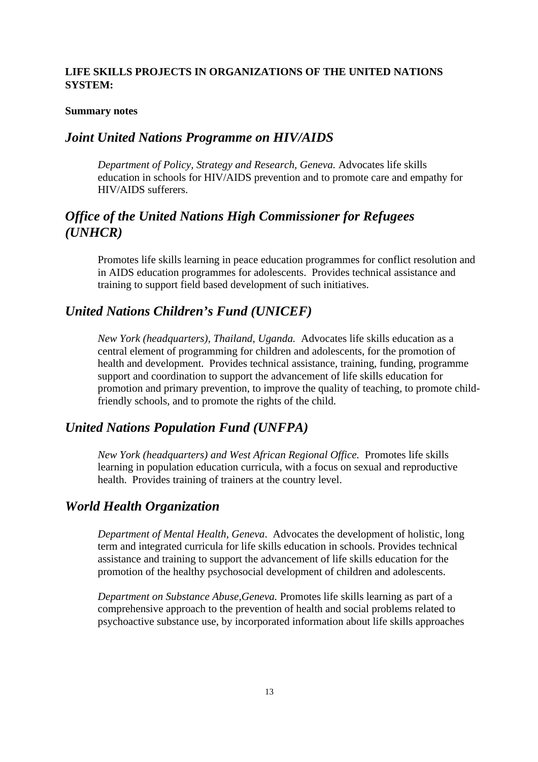**LIFE SKILLS PROJECTS IN ORGANIZATIONS OF THE UNITED NATIONS SYSTEM:**

**Summary notes**

## *Joint United Nations Programme on HIV/AIDS*

*Department of Policy, Strategy and Research, Geneva.* Advocates life skills education in schools for HIV/AIDS prevention and to promote care and empathy for HIV/AIDS sufferers.

## *Office of the United Nations High Commissioner for Refugees (UNHCR)*

Promotes life skills learning in peace education programmes for conflict resolution and in AIDS education programmes for adolescents. Provides technical assistance and training to support field based development of such initiatives.

## *United Nations Children's Fund (UNICEF)*

*New York (headquarters), Thailand, Uganda.* Advocates life skills education as a central element of programming for children and adolescents, for the promotion of health and development. Provides technical assistance, training, funding, programme support and coordination to support the advancement of life skills education for promotion and primary prevention, to improve the quality of teaching, to promote child-friendly schools, and to promote the rights of the child.

## *United Nations Population Fund (UNFPA)*

*New York (headquarters) and West African Regional Office.* Promotes life skills learning in population education curricula, with a focus on sexual and reproductive health. Provides training of trainers at the country level.

## *World Health Organization*

*Department of Mental Health, Geneva*. Advocates the development of holistic, long term and integrated curricula for life skills education in schools. Provides technical assistance and training to support the advancement of life skills education for the promotion of the healthy psychosocial development of children and adolescents.

*Department on Substance Abuse,Geneva.* Promotes life skills learning as part of a comprehensive approach to the prevention of health and social problems related to psychoactive substance use, by incorporated information about life skills approaches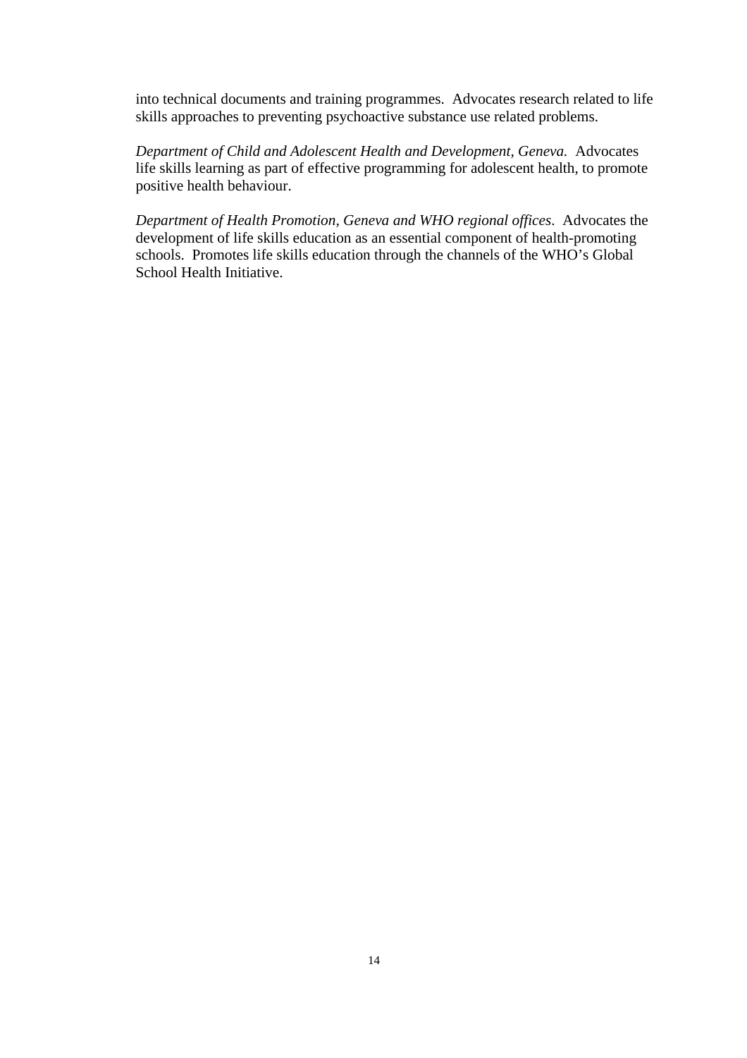into technical documents and training programmes. Advocates research related to life skills approaches to preventing psychoactive substance use related problems.

*Department of Child and Adolescent Health and Development, Geneva.* Advocates life skills learning as part of effective programming for adolescent health, to promote positive health behaviour.

*Department of Health Promotion, Geneva and WHO regional offices*. Advocates the development of life skills education as an essential component of health-promoting schools. Promotes life skills education through the channels of the WHO's Global School Health Initiative.